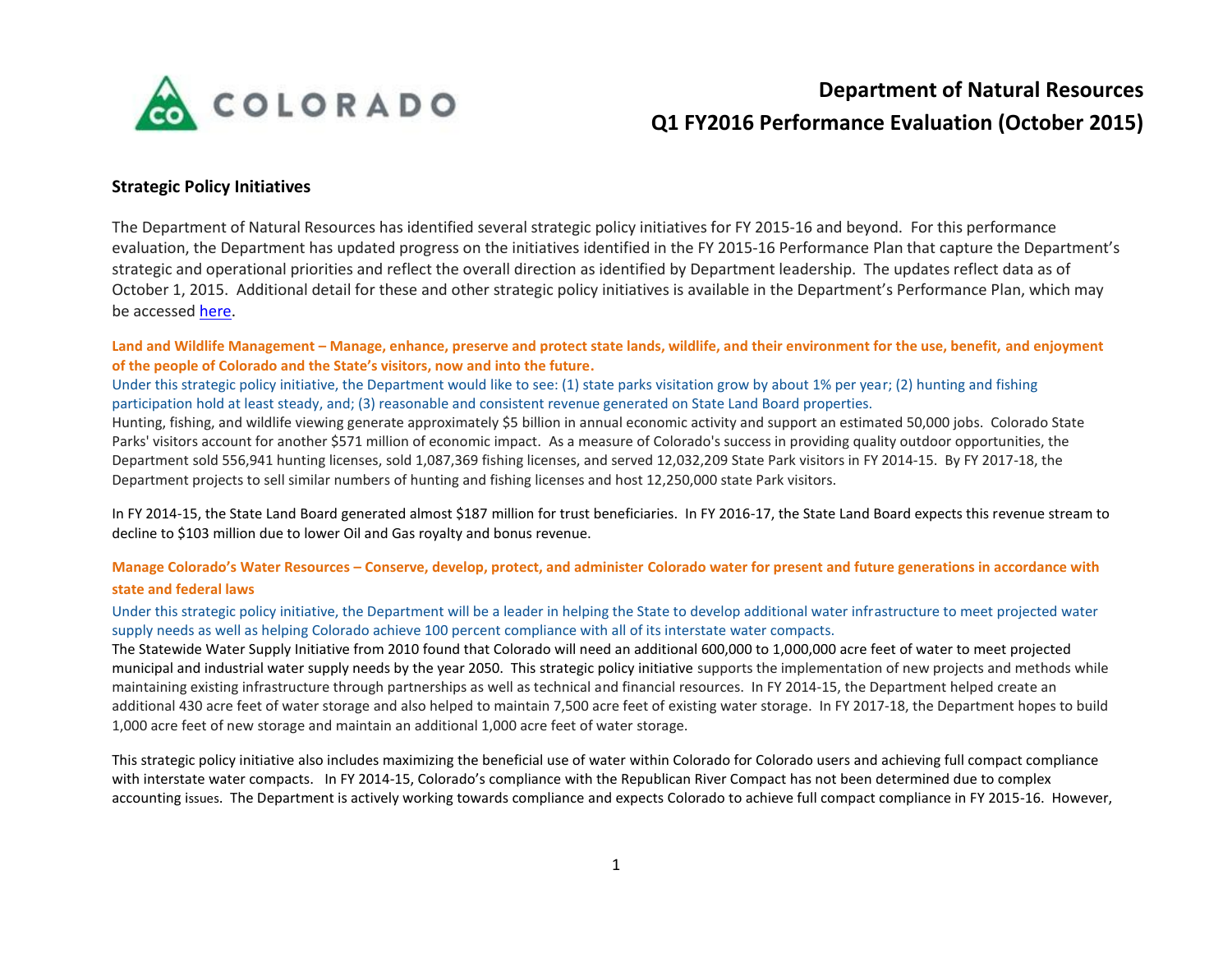# Department of Natural Resources
# Q1 FY2016 Performance Evaluation (October 2015)

## Strategic Policy Initiatives

The Department of Natural Resources has identified several strategic policy initiatives for FY 2015-16 and beyond. For this performance evaluation, the Department has updated progress on the initiatives identified in the FY 2015-16 Performance Plan that capture the Department's strategic and operational priorities and reflect the overall direction as identified by Department leadership. The updates reflect data as of October 1, 2015. Additional detail for these and other strategic policy initiatives is available in the Department's Performance Plan, which may be accessed here.

**Land and Wildlife Management – Manage, enhance, preserve and protect state lands, wildlife, and their environment for the use, benefit, and enjoyment of the people of Colorado and the State's visitors, now and into the future.**

Under this strategic policy initiative, the Department would like to see: (1) state parks visitation grow by about 1% per year; (2) hunting and fishing participation hold at least steady, and; (3) reasonable and consistent revenue generated on State Land Board properties.

Hunting, fishing, and wildlife viewing generate approximately $5 billion in annual economic activity and support an estimated 50,000 jobs. Colorado State Parks' visitors account for another $571 million of economic impact. As a measure of Colorado's success in providing quality outdoor opportunities, the Department sold 556,941 hunting licenses, sold 1,087,369 fishing licenses, and served 12,032,209 State Park visitors in FY 2014-15. By FY 2017-18, the Department projects to sell similar numbers of hunting and fishing licenses and host 12,250,000 state Park visitors.

In FY 2014-15, the State Land Board generated almost $187 million for trust beneficiaries. In FY 2016-17, the State Land Board expects this revenue stream to decline to $103 million due to lower Oil and Gas royalty and bonus revenue.

**Manage Colorado's Water Resources – Conserve, develop, protect, and administer Colorado water for present and future generations in accordance with state and federal laws**

Under this strategic policy initiative, the Department will be a leader in helping the State to develop additional water infrastructure to meet projected water supply needs as well as helping Colorado achieve 100 percent compliance with all of its interstate water compacts.

The Statewide Water Supply Initiative from 2010 found that Colorado will need an additional 600,000 to 1,000,000 acre feet of water to meet projected municipal and industrial water supply needs by the year 2050. This strategic policy initiative supports the implementation of new projects and methods while maintaining existing infrastructure through partnerships as well as technical and financial resources. In FY 2014-15, the Department helped create an additional 430 acre feet of water storage and also helped to maintain 7,500 acre feet of existing water storage. In FY 2017-18, the Department hopes to build 1,000 acre feet of new storage and maintain an additional 1,000 acre feet of water storage.

This strategic policy initiative also includes maximizing the beneficial use of water within Colorado for Colorado users and achieving full compact compliance with interstate water compacts. In FY 2014-15, Colorado's compliance with the Republican River Compact has not been determined due to complex accounting issues. The Department is actively working towards compliance and expects Colorado to achieve full compact compliance in FY 2015-16. However,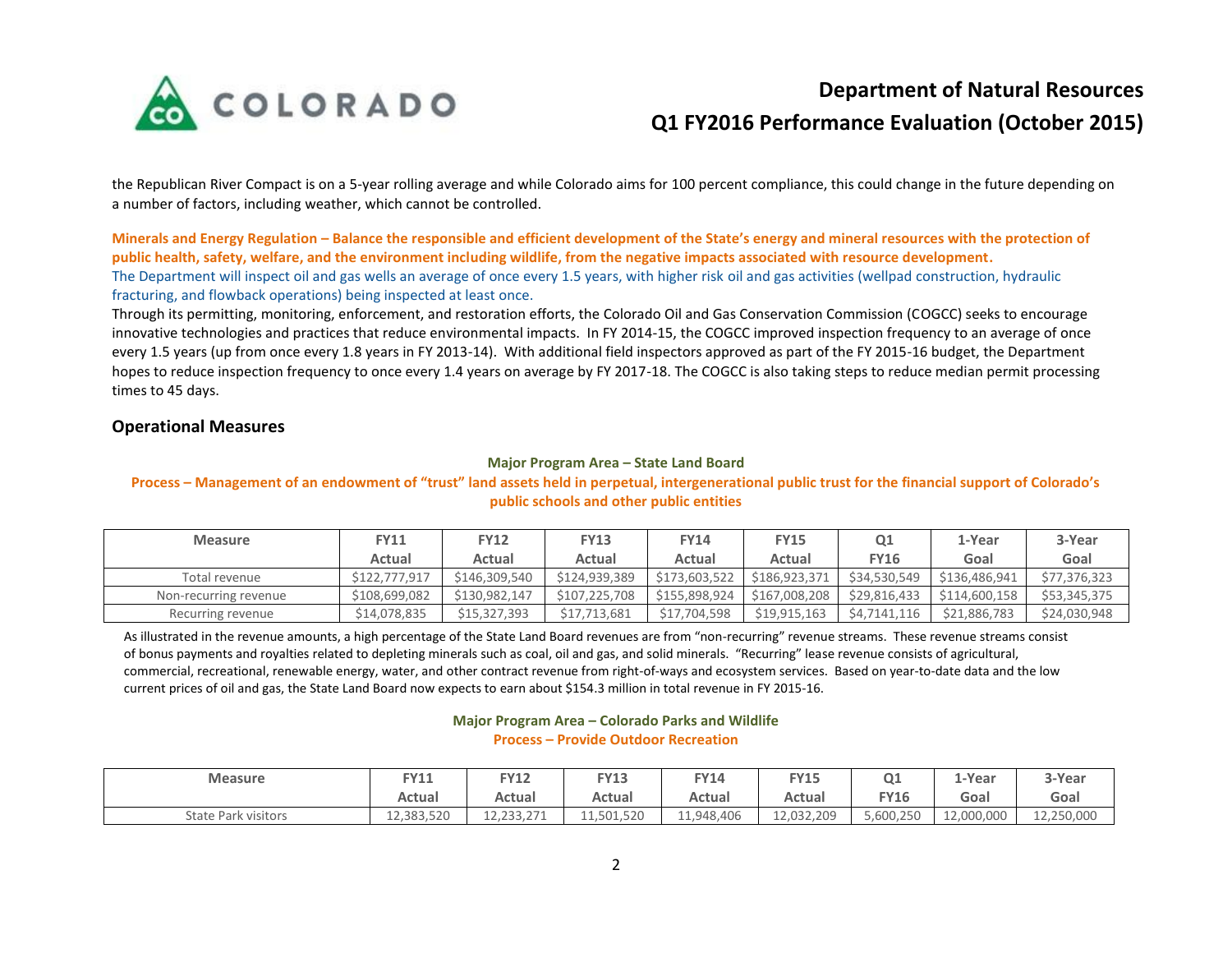the Republican River Compact is on a 5-year rolling average and while Colorado aims for 100 percent compliance, this could change in the future depending on a number of factors, including weather, which cannot be controlled.

**Minerals and Energy Regulation – Balance the responsible and efficient development of the State's energy and mineral resources with the protection of public health, safety, welfare, and the environment including wildlife, from the negative impacts associated with resource development.**

The Department will inspect oil and gas wells an average of once every 1.5 years, with higher risk oil and gas activities (wellpad construction, hydraulic fracturing, and flowback operations) being inspected at least once.

Through its permitting, monitoring, enforcement, and restoration efforts, the Colorado Oil and Gas Conservation Commission (COGCC) seeks to encourage innovative technologies and practices that reduce environmental impacts. In FY 2014-15, the COGCC improved inspection frequency to an average of once every 1.5 years (up from once every 1.8 years in FY 2013-14). With additional field inspectors approved as part of the FY 2015-16 budget, the Department hopes to reduce inspection frequency to once every 1.4 years on average by FY 2017-18. The COGCC is also taking steps to reduce median permit processing times to 45 days.

## Operational Measures

**Major Program Area – State Land Board**

**Process – Management of an endowment of "trust" land assets held in perpetual, intergenerational public trust for the financial support of Colorado's public schools and other public entities**

| Measure | FY11 Actual | FY12 Actual | FY13 Actual | FY14 Actual | FY15 Actual | Q1 FY16 | 1-Year Goal | 3-Year Goal |
|---|---|---|---|---|---|---|---|---|
| Total revenue | $122,777,917 | $146,309,540 | $124,939,389 | $173,603,522 | $186,923,371 | $34,530,549 | $136,486,941 | $77,376,323 |
| Non-recurring revenue | $108,699,082 | $130,982,147 | $107,225,708 | $155,898,924 | $167,008,208 | $29,816,433 | $114,600,158 | $53,345,375 |
| Recurring revenue | $14,078,835 | $15,327,393 | $17,713,681 | $17,704,598 | $19,915,163 | $4,7141,116 | $21,886,783 | $24,030,948 |

As illustrated in the revenue amounts, a high percentage of the State Land Board revenues are from "non-recurring" revenue streams. These revenue streams consist of bonus payments and royalties related to depleting minerals such as coal, oil and gas, and solid minerals. "Recurring" lease revenue consists of agricultural, commercial, recreational, renewable energy, water, and other contract revenue from right-of-ways and ecosystem services. Based on year-to-date data and the low current prices of oil and gas, the State Land Board now expects to earn about $154.3 million in total revenue in FY 2015-16.

**Major Program Area – Colorado Parks and Wildlife**

**Process – Provide Outdoor Recreation**

| Measure | FY11 Actual | FY12 Actual | FY13 Actual | FY14 Actual | FY15 Actual | Q1 FY16 | 1-Year Goal | 3-Year Goal |
|---|---|---|---|---|---|---|---|---|
| State Park visitors | 12,383,520 | 12,233,271 | 11,501,520 | 11,948,406 | 12,032,209 | 5,600,250 | 12,000,000 | 12,250,000 |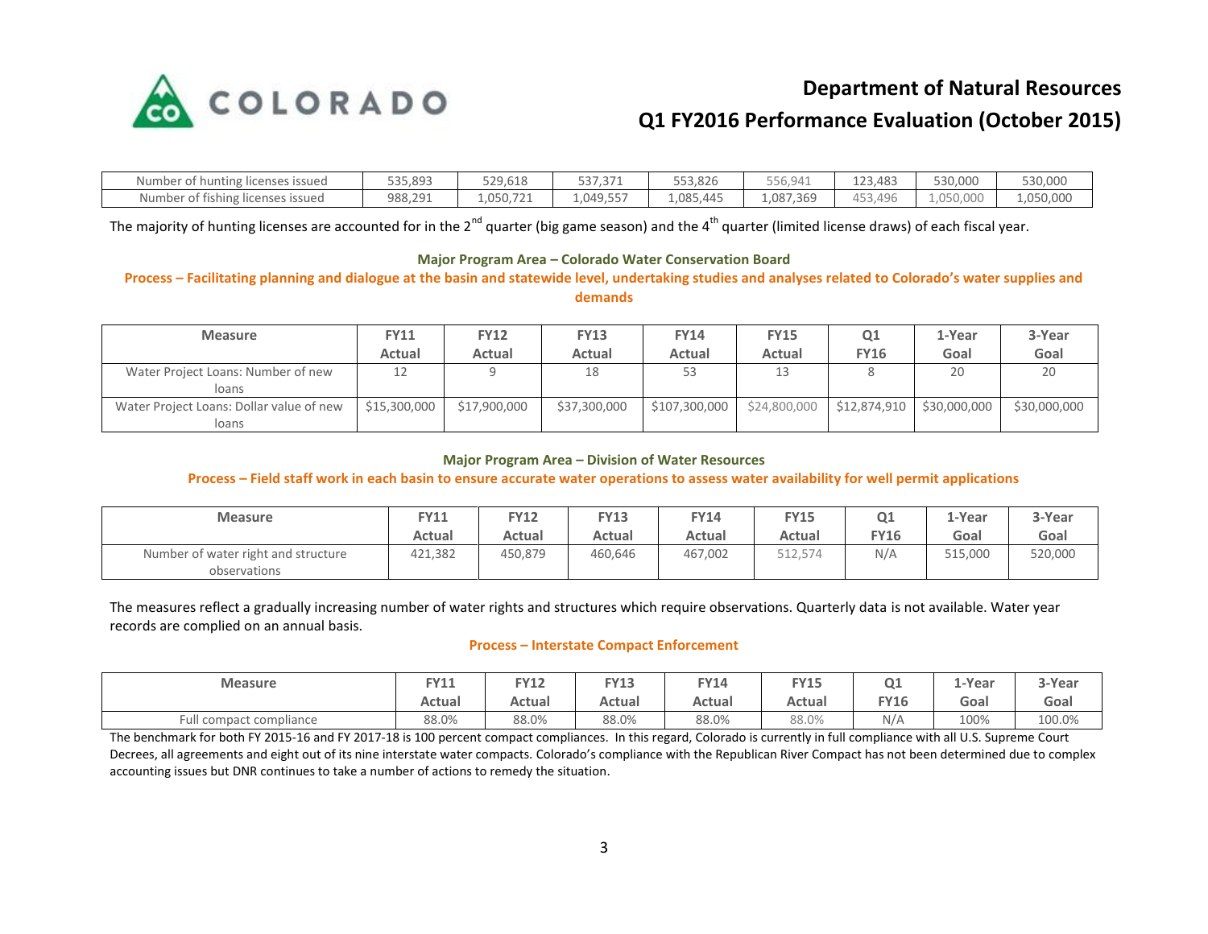| Number of hunting licenses issued | 535,893 | 529,618 | 537,371 | 553,826 | 556,941 | 123,483 | 530,000 | 530,000 |
|---|---|---|---|---|---|---|---|---|
| Number of fishing licenses issued | 988,291 | 1,050,721 | 1,049,557 | 1,085,445 | 1,087,369 | 453,496 | 1,050,000 | 1,050,000 |

The majority of hunting licenses are accounted for in the 2nd quarter (big game season) and the 4th quarter (limited license draws) of each fiscal year.

**Major Program Area – Colorado Water Conservation Board**

**Process – Facilitating planning and dialogue at the basin and statewide level, undertaking studies and analyses related to Colorado's water supplies and demands**

| Measure | FY11 Actual | FY12 Actual | FY13 Actual | FY14 Actual | FY15 Actual | Q1 FY16 | 1-Year Goal | 3-Year Goal |
|---|---|---|---|---|---|---|---|---|
| Water Project Loans: Number of new loans | 12 | 9 | 18 | 53 | 13 | 8 | 20 | 20 |
| Water Project Loans: Dollar value of new loans | $15,300,000 | $17,900,000 | $37,300,000 | $107,300,000 | $24,800,000 | $12,874,910 | $30,000,000 | $30,000,000 |

**Major Program Area – Division of Water Resources**

**Process – Field staff work in each basin to ensure accurate water operations to assess water availability for well permit applications**

| Measure | FY11 Actual | FY12 Actual | FY13 Actual | FY14 Actual | FY15 Actual | Q1 FY16 | 1-Year Goal | 3-Year Goal |
|---|---|---|---|---|---|---|---|---|
| Number of water right and structure observations | 421,382 | 450,879 | 460,646 | 467,002 | 512,574 | N/A | 515,000 | 520,000 |

The measures reflect a gradually increasing number of water rights and structures which require observations. Quarterly data is not available. Water year records are complied on an annual basis.

**Process – Interstate Compact Enforcement**

| Measure | FY11 Actual | FY12 Actual | FY13 Actual | FY14 Actual | FY15 Actual | Q1 FY16 | 1-Year Goal | 3-Year Goal |
|---|---|---|---|---|---|---|---|---|
| Full compact compliance | 88.0% | 88.0% | 88.0% | 88.0% | 88.0% | N/A | 100% | 100.0% |

The benchmark for both FY 2015-16 and FY 2017-18 is 100 percent compact compliances. In this regard, Colorado is currently in full compliance with all U.S. Supreme Court Decrees, all agreements and eight out of its nine interstate water compacts. Colorado's compliance with the Republican River Compact has not been determined due to complex accounting issues but DNR continues to take a number of actions to remedy the situation.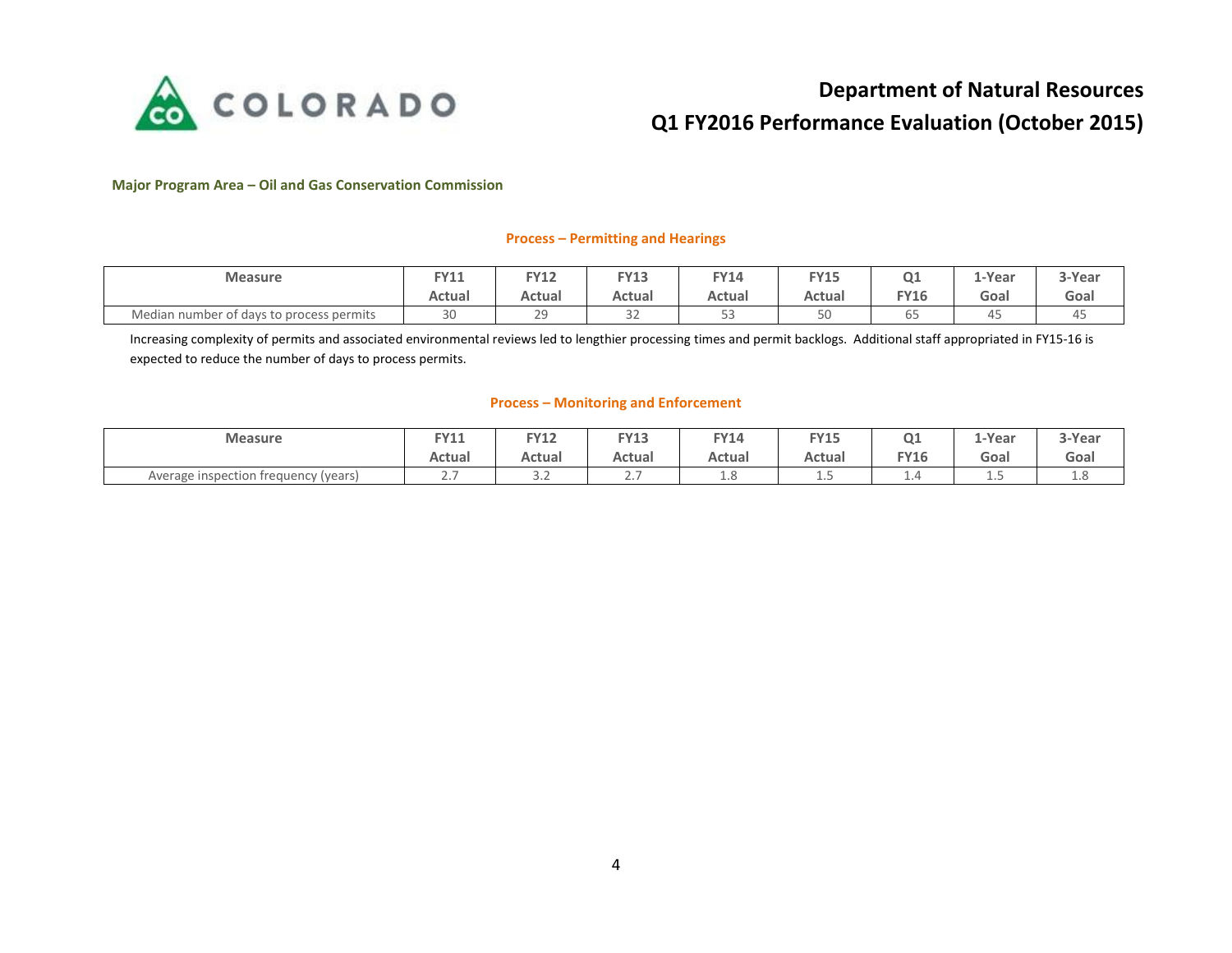# Department of Natural Resources
## Q1 FY2016 Performance Evaluation (October 2015)

**Major Program Area – Oil and Gas Conservation Commission**

### Process – Permitting and Hearings

| Measure | FY11 Actual | FY12 Actual | FY13 Actual | FY14 Actual | FY15 Actual | Q1 FY16 | 1-Year Goal | 3-Year Goal |
|---|---|---|---|---|---|---|---|---|
| Median number of days to process permits | 30 | 29 | 32 | 53 | 50 | 65 | 45 | 45 |

Increasing complexity of permits and associated environmental reviews led to lengthier processing times and permit backlogs. Additional staff appropriated in FY15-16 is expected to reduce the number of days to process permits.

### Process – Monitoring and Enforcement

| Measure | FY11 Actual | FY12 Actual | FY13 Actual | FY14 Actual | FY15 Actual | Q1 FY16 | 1-Year Goal | 3-Year Goal |
|---|---|---|---|---|---|---|---|---|
| Average inspection frequency (years) | 2.7 | 3.2 | 2.7 | 1.8 | 1.5 | 1.4 | 1.5 | 1.8 |